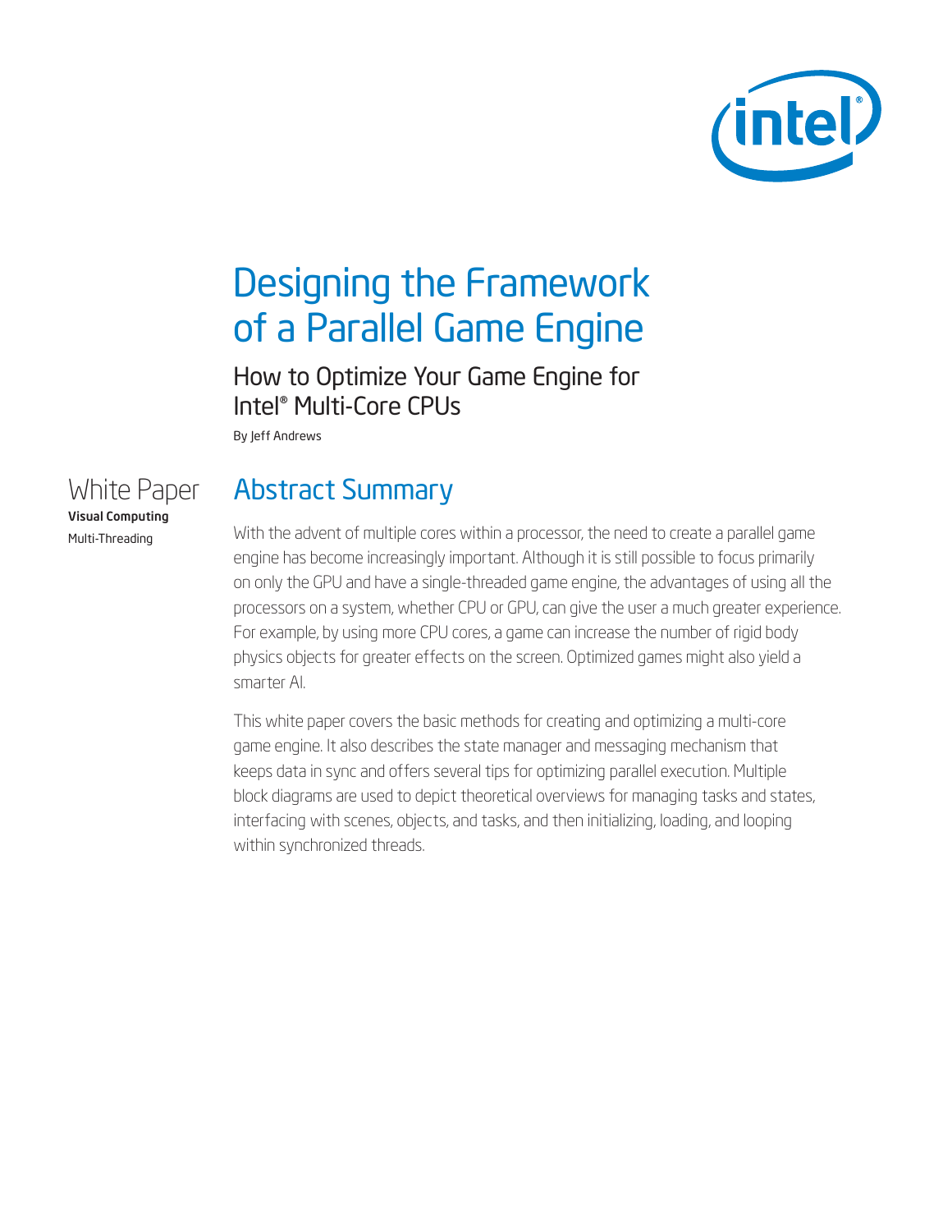# Designing the Framework of a Parallel Game Engine

## How to Optimize Your Game Engine for Intel® Multi-Core CPUs

By Jeff Andrews

White Paper
**Visual Computing**
Multi-Threading

## Abstract Summary

With the advent of multiple cores within a processor, the need to create a parallel game engine has become increasingly important. Although it is still possible to focus primarily on only the GPU and have a single-threaded game engine, the advantages of using all the processors on a system, whether CPU or GPU, can give the user a much greater experience. For example, by using more CPU cores, a game can increase the number of rigid body physics objects for greater effects on the screen. Optimized games might also yield a smarter AI.

This white paper covers the basic methods for creating and optimizing a multi-core game engine. It also describes the state manager and messaging mechanism that keeps data in sync and offers several tips for optimizing parallel execution. Multiple block diagrams are used to depict theoretical overviews for managing tasks and states, interfacing with scenes, objects, and tasks, and then initializing, loading, and looping within synchronized threads.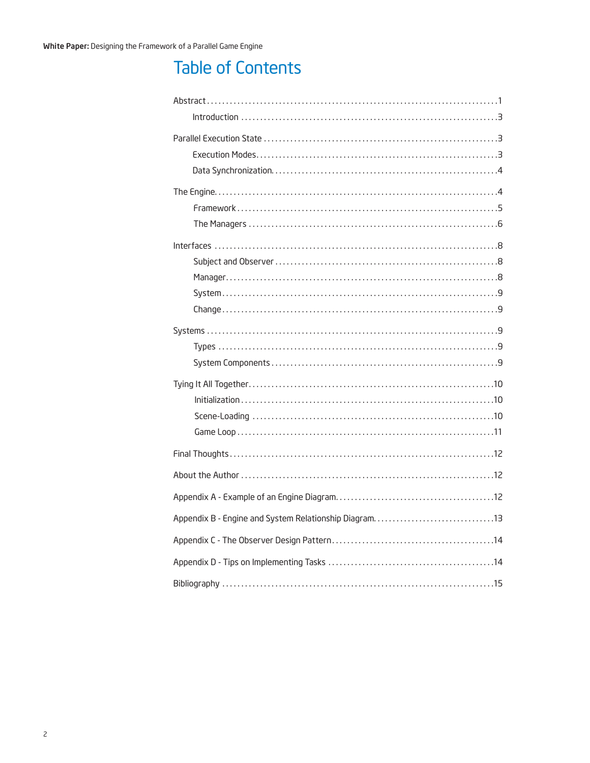# Table of Contents

- Abstract ..... 1
  - Introduction ..... 3
- Parallel Execution State ..... 3
  - Execution Modes ..... 3
  - Data Synchronization ..... 4
- The Engine ..... 4
  - Framework ..... 5
  - The Managers ..... 6
- Interfaces ..... 8
  - Subject and Observer ..... 8
  - Manager ..... 8
  - System ..... 9
  - Change ..... 9
- Systems ..... 9
  - Types ..... 9
  - System Components ..... 9
- Tying It All Together ..... 10
  - Initialization ..... 10
  - Scene-Loading ..... 10
  - Game Loop ..... 11
- Final Thoughts ..... 12
- About the Author ..... 12
- Appendix A - Example of an Engine Diagram ..... 12
- Appendix B - Engine and System Relationship Diagram ..... 13
- Appendix C - The Observer Design Pattern ..... 14
- Appendix D - Tips on Implementing Tasks ..... 14
- Bibliography ..... 15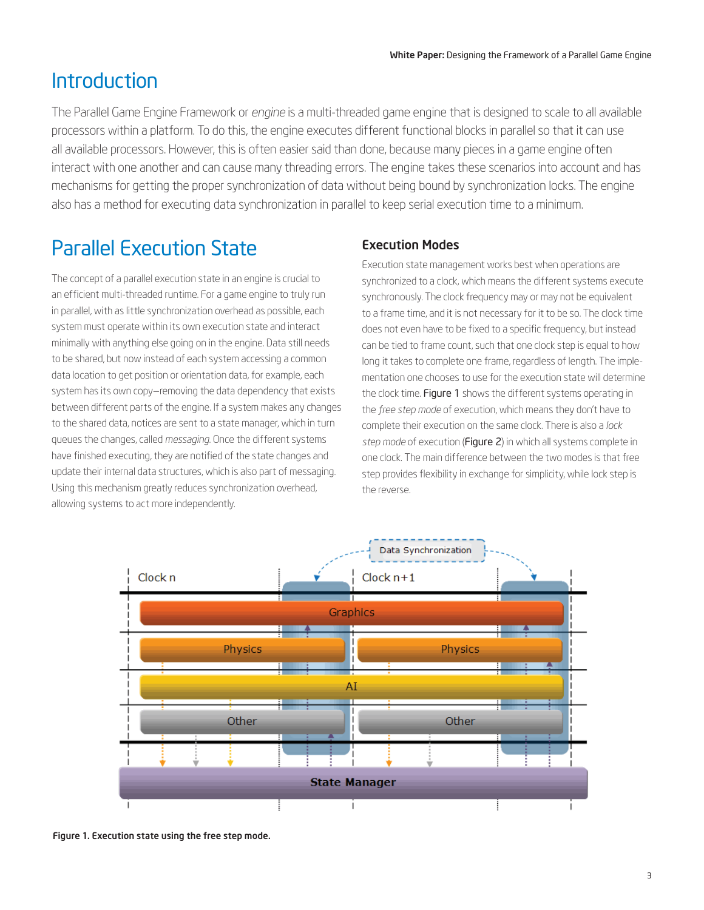# Introduction

The Parallel Game Engine Framework or *engine* is a multi-threaded game engine that is designed to scale to all available processors within a platform. To do this, the engine executes different functional blocks in parallel so that it can use all available processors. However, this is often easier said than done, because many pieces in a game engine often interact with one another and can cause many threading errors. The engine takes these scenarios into account and has mechanisms for getting the proper synchronization of data without being bound by synchronization locks. The engine also has a method for executing data synchronization in parallel to keep serial execution time to a minimum.

# Parallel Execution State

The concept of a parallel execution state in an engine is crucial to an efficient multi-threaded runtime. For a game engine to truly run in parallel, with as little synchronization overhead as possible, each system must operate within its own execution state and interact minimally with anything else going on in the engine. Data still needs to be shared, but now instead of each system accessing a common data location to get position or orientation data, for example, each system has its own copy—removing the data dependency that exists between different parts of the engine. If a system makes any changes to the shared data, notices are sent to a state manager, which in turn queues the changes, called *messaging*. Once the different systems have finished executing, they are notified of the state changes and update their internal data structures, which is also part of messaging. Using this mechanism greatly reduces synchronization overhead, allowing systems to act more independently.

### Execution Modes

Execution state management works best when operations are synchronized to a clock, which means the different systems execute synchronously. The clock frequency may or may not be equivalent to a frame time, and it is not necessary for it to be so. The clock time does not even have to be fixed to a specific frequency, but instead can be tied to frame count, such that one clock step is equal to how long it takes to complete one frame, regardless of length. The implementation one chooses to use for the execution state will determine the clock time. Figure 1 shows the different systems operating in the *free step mode* of execution, which means they don't have to complete their execution on the same clock. There is also a *lock step mode* of execution (Figure 2) in which all systems complete in one clock. The main difference between the two modes is that free step provides flexibility in exchange for simplicity, while lock step is the reverse.

**Figure 1. Execution state using the free step mode.**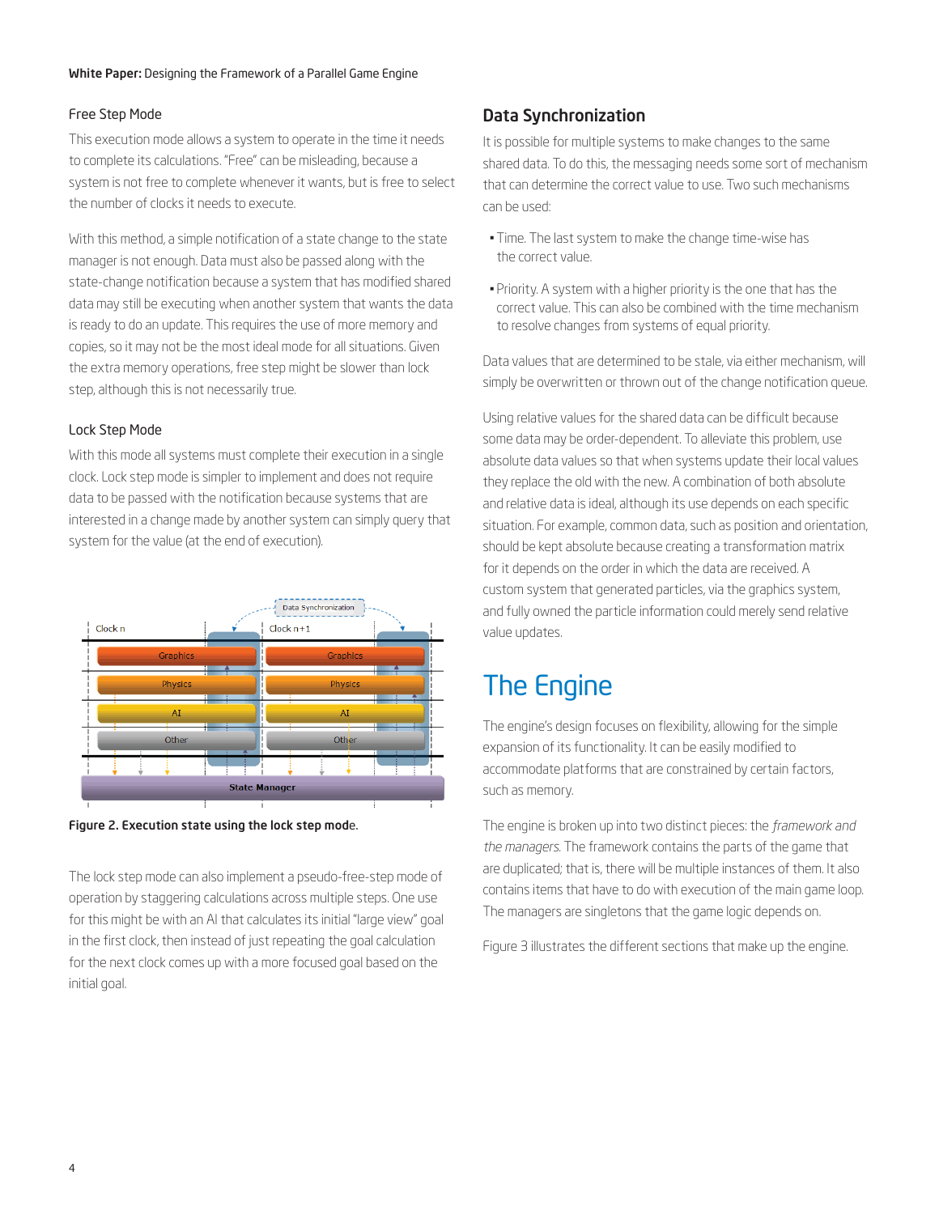### Free Step Mode

This execution mode allows a system to operate in the time it needs to complete its calculations. "Free" can be misleading, because a system is not free to complete whenever it wants, but is free to select the number of clocks it needs to execute.

With this method, a simple notification of a state change to the state manager is not enough. Data must also be passed along with the state-change notification because a system that has modified shared data may still be executing when another system that wants the data is ready to do an update. This requires the use of more memory and copies, so it may not be the most ideal mode for all situations. Given the extra memory operations, free step might be slower than lock step, although this is not necessarily true.

### Lock Step Mode

With this mode all systems must complete their execution in a single clock. Lock step mode is simpler to implement and does not require data to be passed with the notification because systems that are interested in a change made by another system can simply query that system for the value (at the end of execution).

**Figure 2. Execution state using the lock step mode.**

The lock step mode can also implement a pseudo-free-step mode of operation by staggering calculations across multiple steps. One use for this might be with an AI that calculates its initial "large view" goal in the first clock, then instead of just repeating the goal calculation for the next clock comes up with a more focused goal based on the initial goal.

## Data Synchronization

It is possible for multiple systems to make changes to the same shared data. To do this, the messaging needs some sort of mechanism that can determine the correct value to use. Two such mechanisms can be used:

- Time. The last system to make the change time-wise has the correct value.
- Priority. A system with a higher priority is the one that has the correct value. This can also be combined with the time mechanism to resolve changes from systems of equal priority.

Data values that are determined to be stale, via either mechanism, will simply be overwritten or thrown out of the change notification queue.

Using relative values for the shared data can be difficult because some data may be order-dependent. To alleviate this problem, use absolute data values so that when systems update their local values they replace the old with the new. A combination of both absolute and relative data is ideal, although its use depends on each specific situation. For example, common data, such as position and orientation, should be kept absolute because creating a transformation matrix for it depends on the order in which the data are received. A custom system that generated particles, via the graphics system, and fully owned the particle information could merely send relative value updates.

# The Engine

The engine's design focuses on flexibility, allowing for the simple expansion of its functionality. It can be easily modified to accommodate platforms that are constrained by certain factors, such as memory.

The engine is broken up into two distinct pieces: the *framework and the managers*. The framework contains the parts of the game that are duplicated; that is, there will be multiple instances of them. It also contains items that have to do with execution of the main game loop. The managers are singletons that the game logic depends on.

Figure 3 illustrates the different sections that make up the engine.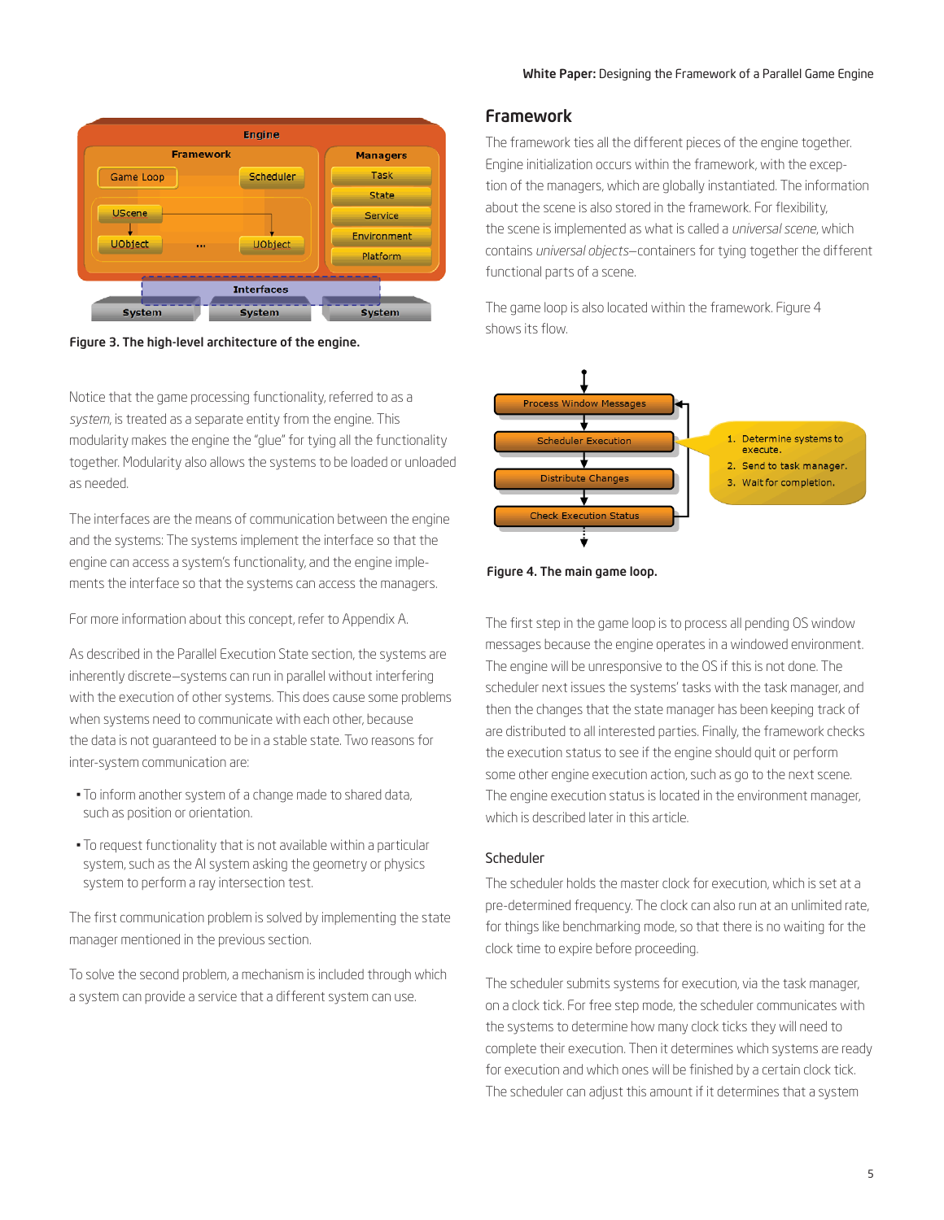Figure 3. The high-level architecture of the engine.

Notice that the game processing functionality, referred to as a *system*, is treated as a separate entity from the engine. This modularity makes the engine the "glue" for tying all the functionality together. Modularity also allows the systems to be loaded or unloaded as needed.

The interfaces are the means of communication between the engine and the systems: The systems implement the interface so that the engine can access a system's functionality, and the engine implements the interface so that the systems can access the managers.

For more information about this concept, refer to Appendix A.

As described in the Parallel Execution State section, the systems are inherently discrete—systems can run in parallel without interfering with the execution of other systems. This does cause some problems when systems need to communicate with each other, because the data is not guaranteed to be in a stable state. Two reasons for inter-system communication are:

- To inform another system of a change made to shared data, such as position or orientation.
- To request functionality that is not available within a particular system, such as the AI system asking the geometry or physics system to perform a ray intersection test.

The first communication problem is solved by implementing the state manager mentioned in the previous section.

To solve the second problem, a mechanism is included through which a system can provide a service that a different system can use.

## Framework

The framework ties all the different pieces of the engine together. Engine initialization occurs within the framework, with the exception of the managers, which are globally instantiated. The information about the scene is also stored in the framework. For flexibility, the scene is implemented as what is called a *universal scene*, which contains *universal objects*—containers for tying together the different functional parts of a scene.

The game loop is also located within the framework. Figure 4 shows its flow.

Figure 4. The main game loop.

The first step in the game loop is to process all pending OS window messages because the engine operates in a windowed environment. The engine will be unresponsive to the OS if this is not done. The scheduler next issues the systems' tasks with the task manager, and then the changes that the state manager has been keeping track of are distributed to all interested parties. Finally, the framework checks the execution status to see if the engine should quit or perform some other engine execution action, such as go to the next scene. The engine execution status is located in the environment manager, which is described later in this article.

### Scheduler

The scheduler holds the master clock for execution, which is set at a pre-determined frequency. The clock can also run at an unlimited rate, for things like benchmarking mode, so that there is no waiting for the clock time to expire before proceeding.

The scheduler submits systems for execution, via the task manager, on a clock tick. For free step mode, the scheduler communicates with the systems to determine how many clock ticks they will need to complete their execution. Then it determines which systems are ready for execution and which ones will be finished by a certain clock tick. The scheduler can adjust this amount if it determines that a system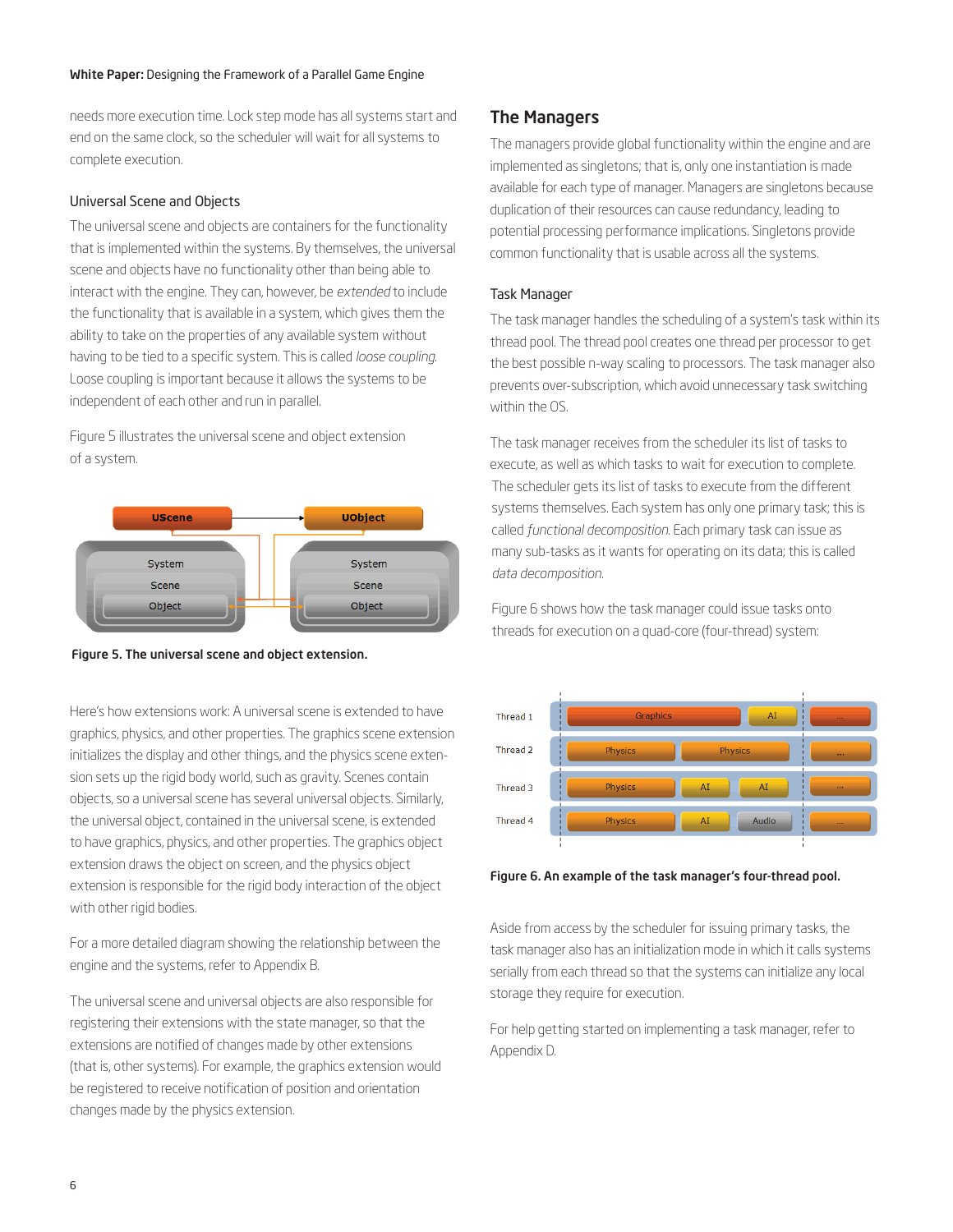needs more execution time. Lock step mode has all systems start and end on the same clock, so the scheduler will wait for all systems to complete execution.

### Universal Scene and Objects

The universal scene and objects are containers for the functionality that is implemented within the systems. By themselves, the universal scene and objects have no functionality other than being able to interact with the engine. They can, however, be *extended* to include the functionality that is available in a system, which gives them the ability to take on the properties of any available system without having to be tied to a specific system. This is called *loose coupling*. Loose coupling is important because it allows the systems to be independent of each other and run in parallel.

Figure 5 illustrates the universal scene and object extension of a system.

**Figure 5. The universal scene and object extension.**

Here's how extensions work: A universal scene is extended to have graphics, physics, and other properties. The graphics scene extension initializes the display and other things, and the physics scene extension sets up the rigid body world, such as gravity. Scenes contain objects, so a universal scene has several universal objects. Similarly, the universal object, contained in the universal scene, is extended to have graphics, physics, and other properties. The graphics object extension draws the object on screen, and the physics object extension is responsible for the rigid body interaction of the object with other rigid bodies.

For a more detailed diagram showing the relationship between the engine and the systems, refer to Appendix B.

The universal scene and universal objects are also responsible for registering their extensions with the state manager, so that the extensions are notified of changes made by other extensions (that is, other systems). For example, the graphics extension would be registered to receive notification of position and orientation changes made by the physics extension.

## The Managers

The managers provide global functionality within the engine and are implemented as singletons; that is, only one instantiation is made available for each type of manager. Managers are singletons because duplication of their resources can cause redundancy, leading to potential processing performance implications. Singletons provide common functionality that is usable across all the systems.

### Task Manager

The task manager handles the scheduling of a system's task within its thread pool. The thread pool creates one thread per processor to get the best possible n-way scaling to processors. The task manager also prevents over-subscription, which avoid unnecessary task switching within the OS.

The task manager receives from the scheduler its list of tasks to execute, as well as which tasks to wait for execution to complete. The scheduler gets its list of tasks to execute from the different systems themselves. Each system has only one primary task; this is called *functional decomposition*. Each primary task can issue as many sub-tasks as it wants for operating on its data; this is called *data decomposition*.

Figure 6 shows how the task manager could issue tasks onto threads for execution on a quad-core (four-thread) system:

**Figure 6. An example of the task manager's four-thread pool.**

Aside from access by the scheduler for issuing primary tasks, the task manager also has an initialization mode in which it calls systems serially from each thread so that the systems can initialize any local storage they require for execution.

For help getting started on implementing a task manager, refer to Appendix D.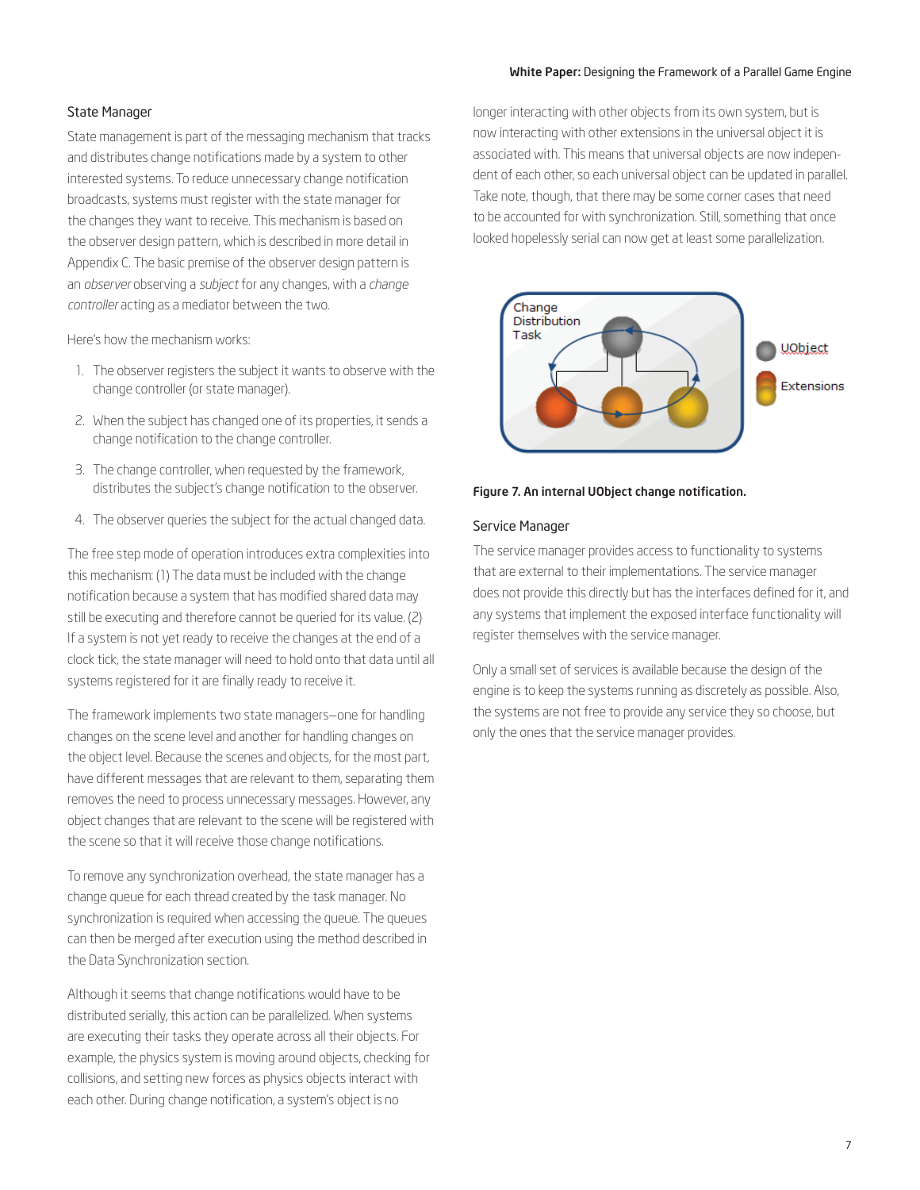### State Manager

State management is part of the messaging mechanism that tracks and distributes change notifications made by a system to other interested systems. To reduce unnecessary change notification broadcasts, systems must register with the state manager for the changes they want to receive. This mechanism is based on the observer design pattern, which is described in more detail in Appendix C. The basic premise of the observer design pattern is an *observer* observing a *subject* for any changes, with a *change controller* acting as a mediator between the two.

Here's how the mechanism works:

1. The observer registers the subject it wants to observe with the change controller (or state manager).
2. When the subject has changed one of its properties, it sends a change notification to the change controller.
3. The change controller, when requested by the framework, distributes the subject's change notification to the observer.
4. The observer queries the subject for the actual changed data.

The free step mode of operation introduces extra complexities into this mechanism: (1) The data must be included with the change notification because a system that has modified shared data may still be executing and therefore cannot be queried for its value. (2) If a system is not yet ready to receive the changes at the end of a clock tick, the state manager will need to hold onto that data until all systems registered for it are finally ready to receive it.

The framework implements two state managers—one for handling changes on the scene level and another for handling changes on the object level. Because the scenes and objects, for the most part, have different messages that are relevant to them, separating them removes the need to process unnecessary messages. However, any object changes that are relevant to the scene will be registered with the scene so that it will receive those change notifications.

To remove any synchronization overhead, the state manager has a change queue for each thread created by the task manager. No synchronization is required when accessing the queue. The queues can then be merged after execution using the method described in the Data Synchronization section.

Although it seems that change notifications would have to be distributed serially, this action can be parallelized. When systems are executing their tasks they operate across all their objects. For example, the physics system is moving around objects, checking for collisions, and setting new forces as physics objects interact with each other. During change notification, a system's object is no longer interacting with other objects from its own system, but is now interacting with other extensions in the universal object it is associated with. This means that universal objects are now independent of each other, so each universal object can be updated in parallel. Take note, though, that there may be some corner cases that need to be accounted for with synchronization. Still, something that once looked hopelessly serial can now get at least some parallelization.

**Figure 7. An internal UObject change notification.**

### Service Manager

The service manager provides access to functionality to systems that are external to their implementations. The service manager does not provide this directly but has the interfaces defined for it, and any systems that implement the exposed interface functionality will register themselves with the service manager.

Only a small set of services is available because the design of the engine is to keep the systems running as discretely as possible. Also, the systems are not free to provide any service they so choose, but only the ones that the service manager provides.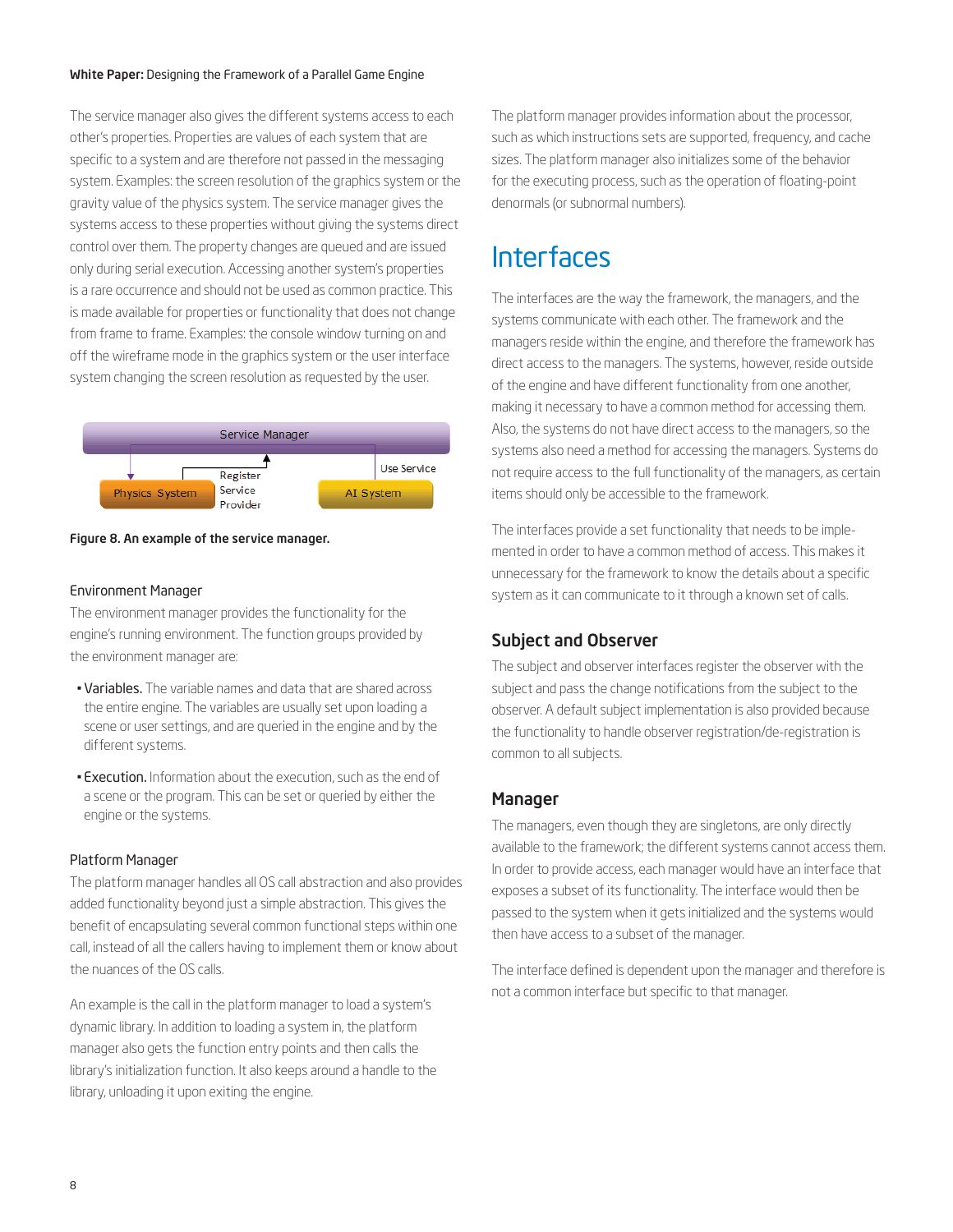The service manager also gives the different systems access to each other's properties. Properties are values of each system that are specific to a system and are therefore not passed in the messaging system. Examples: the screen resolution of the graphics system or the gravity value of the physics system. The service manager gives the systems access to these properties without giving the systems direct control over them. The property changes are queued and are issued only during serial execution. Accessing another system's properties is a rare occurrence and should not be used as common practice. This is made available for properties or functionality that does not change from frame to frame. Examples: the console window turning on and off the wireframe mode in the graphics system or the user interface system changing the screen resolution as requested by the user.

Service Manager

Physics System — Register Service Provider

AI System — Use Service

**Figure 8. An example of the service manager.**

### Environment Manager

The environment manager provides the functionality for the engine's running environment. The function groups provided by the environment manager are:

- **Variables.** The variable names and data that are shared across the entire engine. The variables are usually set upon loading a scene or user settings, and are queried in the engine and by the different systems.
- **Execution.** Information about the execution, such as the end of a scene or the program. This can be set or queried by either the engine or the systems.

### Platform Manager

The platform manager handles all OS call abstraction and also provides added functionality beyond just a simple abstraction. This gives the benefit of encapsulating several common functional steps within one call, instead of all the callers having to implement them or know about the nuances of the OS calls.

An example is the call in the platform manager to load a system's dynamic library. In addition to loading a system in, the platform manager also gets the function entry points and then calls the library's initialization function. It also keeps around a handle to the library, unloading it upon exiting the engine.

The platform manager provides information about the processor, such as which instructions sets are supported, frequency, and cache sizes. The platform manager also initializes some of the behavior for the executing process, such as the operation of floating-point denormals (or subnormal numbers).

# Interfaces

The interfaces are the way the framework, the managers, and the systems communicate with each other. The framework and the managers reside within the engine, and therefore the framework has direct access to the managers. The systems, however, reside outside of the engine and have different functionality from one another, making it necessary to have a common method for accessing them. Also, the systems do not have direct access to the managers, so the systems also need a method for accessing the managers. Systems do not require access to the full functionality of the managers, as certain items should only be accessible to the framework.

The interfaces provide a set functionality that needs to be implemented in order to have a common method of access. This makes it unnecessary for the framework to know the details about a specific system as it can communicate to it through a known set of calls.

## Subject and Observer

The subject and observer interfaces register the observer with the subject and pass the change notifications from the subject to the observer. A default subject implementation is also provided because the functionality to handle observer registration/de-registration is common to all subjects.

## Manager

The managers, even though they are singletons, are only directly available to the framework; the different systems cannot access them. In order to provide access, each manager would have an interface that exposes a subset of its functionality. The interface would then be passed to the system when it gets initialized and the systems would then have access to a subset of the manager.

The interface defined is dependent upon the manager and therefore is not a common interface but specific to that manager.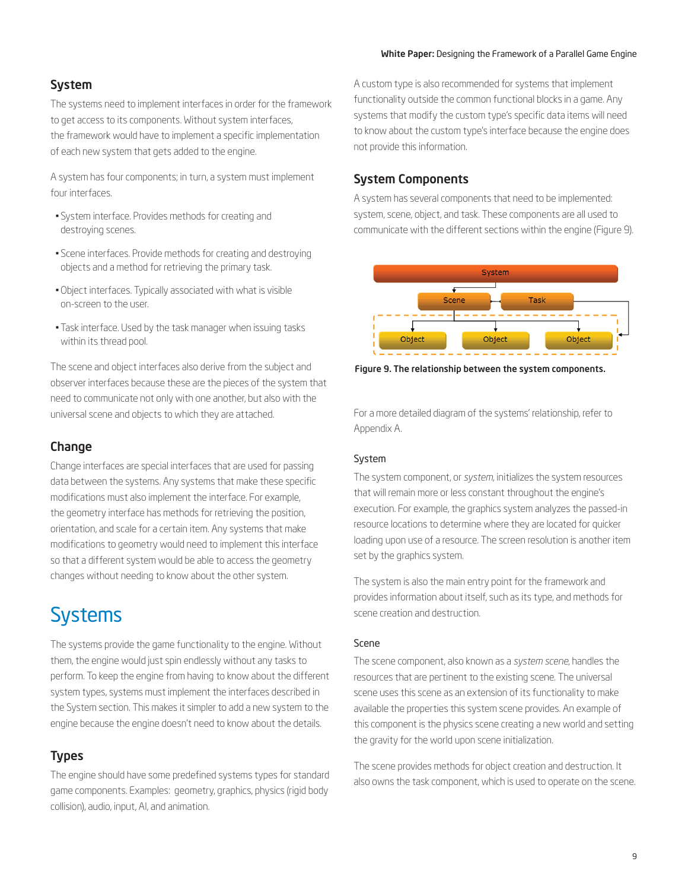### System

The systems need to implement interfaces in order for the framework to get access to its components. Without system interfaces, the framework would have to implement a specific implementation of each new system that gets added to the engine.

A system has four components; in turn, a system must implement four interfaces.

- System interface. Provides methods for creating and destroying scenes.
- Scene interfaces. Provide methods for creating and destroying objects and a method for retrieving the primary task.
- Object interfaces. Typically associated with what is visible on-screen to the user.
- Task interface. Used by the task manager when issuing tasks within its thread pool.

The scene and object interfaces also derive from the subject and observer interfaces because these are the pieces of the system that need to communicate not only with one another, but also with the universal scene and objects to which they are attached.

### Change

Change interfaces are special interfaces that are used for passing data between the systems. Any systems that make these specific modifications must also implement the interface. For example, the geometry interface has methods for retrieving the position, orientation, and scale for a certain item. Any systems that make modifications to geometry would need to implement this interface so that a different system would be able to access the geometry changes without needing to know about the other system.

# Systems

The systems provide the game functionality to the engine. Without them, the engine would just spin endlessly without any tasks to perform. To keep the engine from having to know about the different system types, systems must implement the interfaces described in the System section. This makes it simpler to add a new system to the engine because the engine doesn't need to know about the details.

### Types

The engine should have some predefined systems types for standard game components. Examples: geometry, graphics, physics (rigid body collision), audio, input, AI, and animation.

A custom type is also recommended for systems that implement functionality outside the common functional blocks in a game. Any systems that modify the custom type's specific data items will need to know about the custom type's interface because the engine does not provide this information.

### System Components

A system has several components that need to be implemented: system, scene, object, and task. These components are all used to communicate with the different sections within the engine (Figure 9).

**Figure 9. The relationship between the system components.**

For a more detailed diagram of the systems' relationship, refer to Appendix A.

#### System

The system component, or *system*, initializes the system resources that will remain more or less constant throughout the engine's execution. For example, the graphics system analyzes the passed-in resource locations to determine where they are located for quicker loading upon use of a resource. The screen resolution is another item set by the graphics system.

The system is also the main entry point for the framework and provides information about itself, such as its type, and methods for scene creation and destruction.

#### Scene

The scene component, also known as a *system scene*, handles the resources that are pertinent to the existing scene. The universal scene uses this scene as an extension of its functionality to make available the properties this system scene provides. An example of this component is the physics scene creating a new world and setting the gravity for the world upon scene initialization.

The scene provides methods for object creation and destruction. It also owns the task component, which is used to operate on the scene.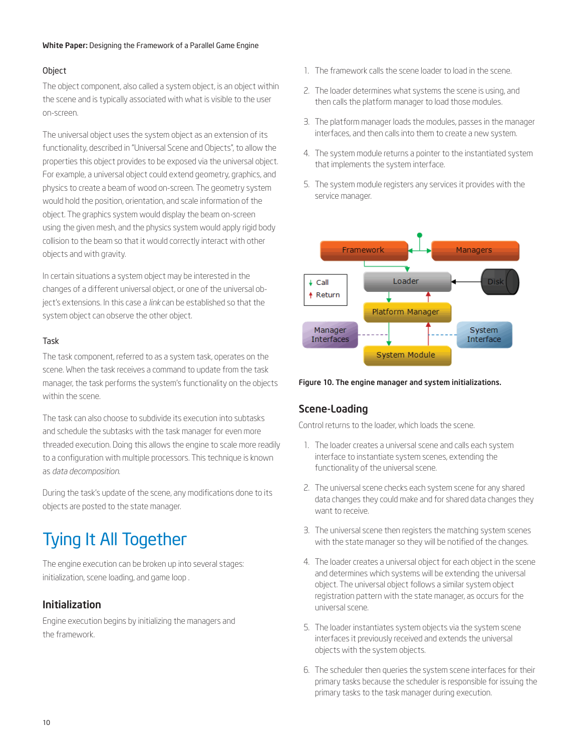### Object

The object component, also called a system object, is an object within the scene and is typically associated with what is visible to the user on-screen.

The universal object uses the system object as an extension of its functionality, described in "Universal Scene and Objects", to allow the properties this object provides to be exposed via the universal object. For example, a universal object could extend geometry, graphics, and physics to create a beam of wood on-screen. The geometry system would hold the position, orientation, and scale information of the object. The graphics system would display the beam on-screen using the given mesh, and the physics system would apply rigid body collision to the beam so that it would correctly interact with other objects and with gravity.

In certain situations a system object may be interested in the changes of a different universal object, or one of the universal object's extensions. In this case a *link* can be established so that the system object can observe the other object.

### Task

The task component, referred to as a system task, operates on the scene. When the task receives a command to update from the task manager, the task performs the system's functionality on the objects within the scene.

The task can also choose to subdivide its execution into subtasks and schedule the subtasks with the task manager for even more threaded execution. Doing this allows the engine to scale more readily to a configuration with multiple processors. This technique is known as *data decomposition*.

During the task's update of the scene, any modifications done to its objects are posted to the state manager.

# Tying It All Together

The engine execution can be broken up into several stages: initialization, scene loading, and game loop .

## Initialization

Engine execution begins by initializing the managers and the framework.

1. The framework calls the scene loader to load in the scene.
2. The loader determines what systems the scene is using, and then calls the platform manager to load those modules.
3. The platform manager loads the modules, passes in the manager interfaces, and then calls into them to create a new system.
4. The system module returns a pointer to the instantiated system that implements the system interface.
5. The system module registers any services it provides with the service manager.

**Figure 10. The engine manager and system initializations.**

## Scene-Loading

Control returns to the loader, which loads the scene.

1. The loader creates a universal scene and calls each system interface to instantiate system scenes, extending the functionality of the universal scene.
2. The universal scene checks each system scene for any shared data changes they could make and for shared data changes they want to receive.
3. The universal scene then registers the matching system scenes with the state manager so they will be notified of the changes.
4. The loader creates a universal object for each object in the scene and determines which systems will be extending the universal object. The universal object follows a similar system object registration pattern with the state manager, as occurs for the universal scene.
5. The loader instantiates system objects via the system scene interfaces it previously received and extends the universal objects with the system objects.
6. The scheduler then queries the system scene interfaces for their primary tasks because the scheduler is responsible for issuing the primary tasks to the task manager during execution.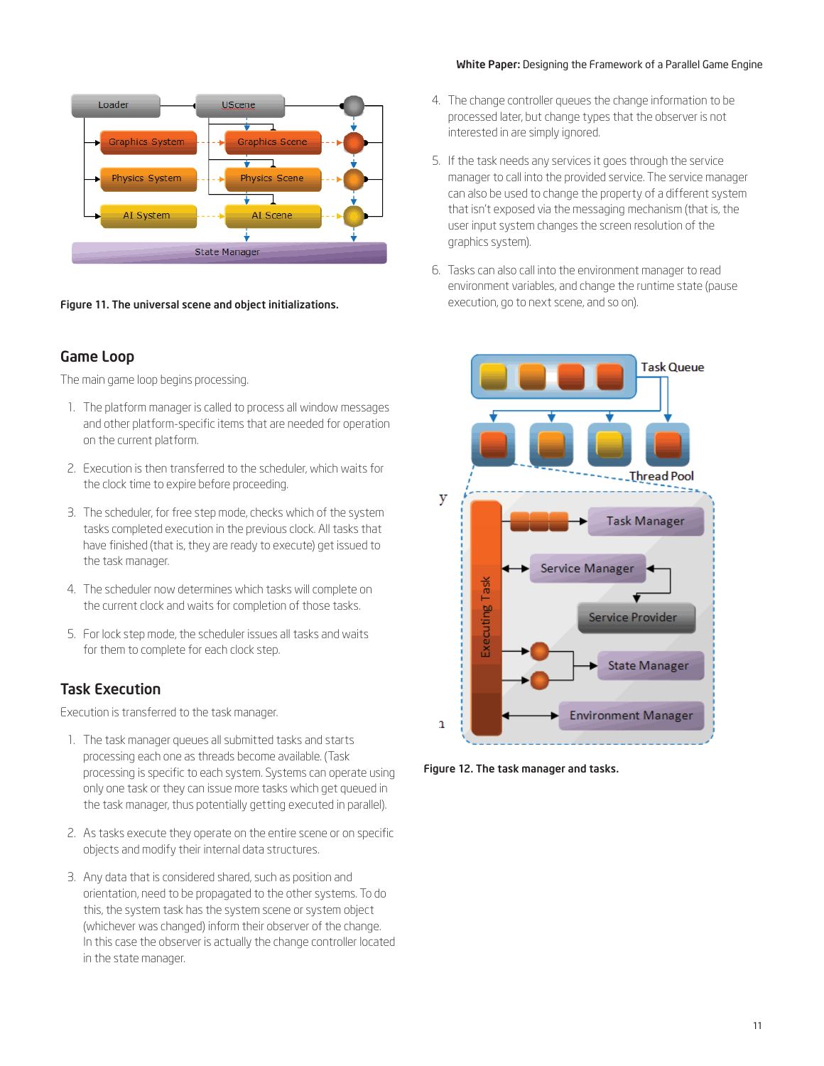Figure 11. The universal scene and object initializations.

## Game Loop

The main game loop begins processing.

1. The platform manager is called to process all window messages and other platform-specific items that are needed for operation on the current platform.
2. Execution is then transferred to the scheduler, which waits for the clock time to expire before proceeding.
3. The scheduler, for free step mode, checks which of the system tasks completed execution in the previous clock. All tasks that have finished (that is, they are ready to execute) get issued to the task manager.
4. The scheduler now determines which tasks will complete on the current clock and waits for completion of those tasks.
5. For lock step mode, the scheduler issues all tasks and waits for them to complete for each clock step.

## Task Execution

Execution is transferred to the task manager.

1. The task manager queues all submitted tasks and starts processing each one as threads become available. (Task processing is specific to each system. Systems can operate using only one task or they can issue more tasks which get queued in the task manager, thus potentially getting executed in parallel).
2. As tasks execute they operate on the entire scene or on specific objects and modify their internal data structures.
3. Any data that is considered shared, such as position and orientation, need to be propagated to the other systems. To do this, the system task has the system scene or system object (whichever was changed) inform their observer of the change. In this case the observer is actually the change controller located in the state manager.
4. The change controller queues the change information to be processed later, but change types that the observer is not interested in are simply ignored.
5. If the task needs any services it goes through the service manager to call into the provided service. The service manager can also be used to change the property of a different system that isn't exposed via the messaging mechanism (that is, the user input system changes the screen resolution of the graphics system).
6. Tasks can also call into the environment manager to read environment variables, and change the runtime state (pause execution, go to next scene, and so on).

Figure 12. The task manager and tasks.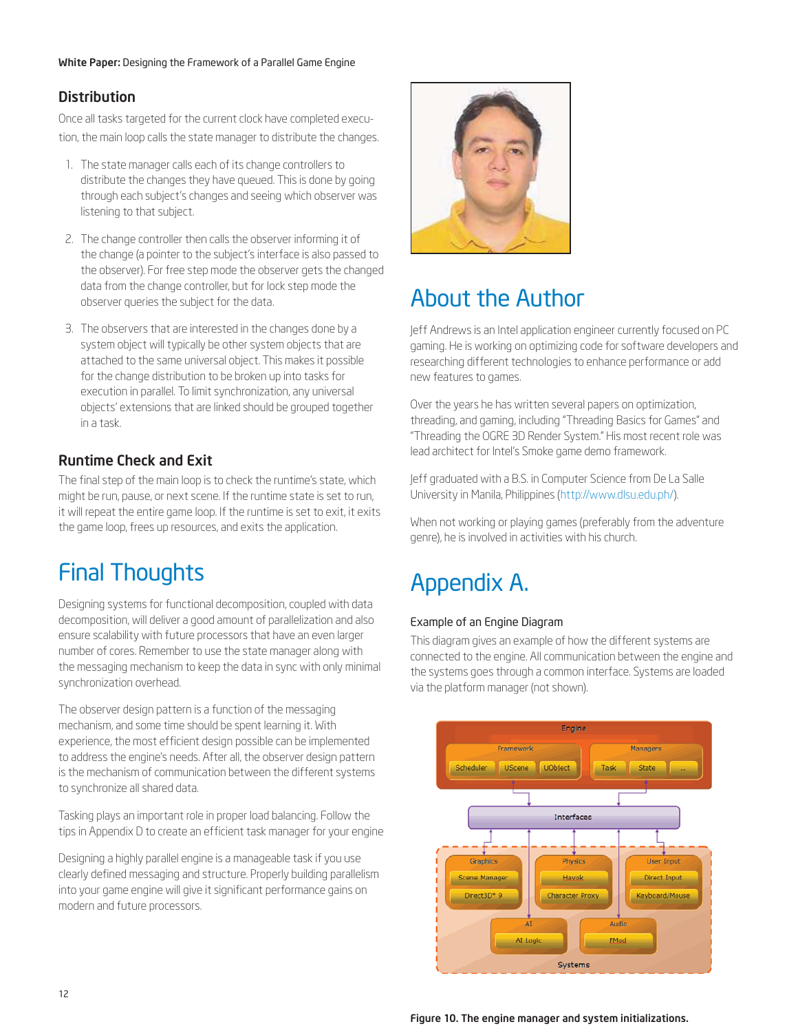## Distribution

Once all tasks targeted for the current clock have completed execution, the main loop calls the state manager to distribute the changes.

1. The state manager calls each of its change controllers to distribute the changes they have queued. This is done by going through each subject's changes and seeing which observer was listening to that subject.
2. The change controller then calls the observer informing it of the change (a pointer to the subject's interface is also passed to the observer). For free step mode the observer gets the changed data from the change controller, but for lock step mode the observer queries the subject for the data.
3. The observers that are interested in the changes done by a system object will typically be other system objects that are attached to the same universal object. This makes it possible for the change distribution to be broken up into tasks for execution in parallel. To limit synchronization, any universal objects' extensions that are linked should be grouped together in a task.

## Runtime Check and Exit

The final step of the main loop is to check the runtime's state, which might be run, pause, or next scene. If the runtime state is set to run, it will repeat the entire game loop. If the runtime is set to exit, it exits the game loop, frees up resources, and exits the application.

# Final Thoughts

Designing systems for functional decomposition, coupled with data decomposition, will deliver a good amount of parallelization and also ensure scalability with future processors that have an even larger number of cores. Remember to use the state manager along with the messaging mechanism to keep the data in sync with only minimal synchronization overhead.

The observer design pattern is a function of the messaging mechanism, and some time should be spent learning it. With experience, the most efficient design possible can be implemented to address the engine's needs. After all, the observer design pattern is the mechanism of communication between the different systems to synchronize all shared data.

Tasking plays an important role in proper load balancing. Follow the tips in Appendix D to create an efficient task manager for your engine

Designing a highly parallel engine is a manageable task if you use clearly defined messaging and structure. Properly building parallelism into your game engine will give it significant performance gains on modern and future processors.

# About the Author

Jeff Andrews is an Intel application engineer currently focused on PC gaming. He is working on optimizing code for software developers and researching different technologies to enhance performance or add new features to games.

Over the years he has written several papers on optimization, threading, and gaming, including "Threading Basics for Games" and "Threading the OGRE 3D Render System." His most recent role was lead architect for Intel's Smoke game demo framework.

Jeff graduated with a B.S. in Computer Science from De La Salle University in Manila, Philippines (http://www.dlsu.edu.ph/).

When not working or playing games (preferably from the adventure genre), he is involved in activities with his church.

# Appendix A.

### Example of an Engine Diagram

This diagram gives an example of how the different systems are connected to the engine. All communication between the engine and the systems goes through a common interface. Systems are loaded via the platform manager (not shown).

Figure 10. The engine manager and system initializations.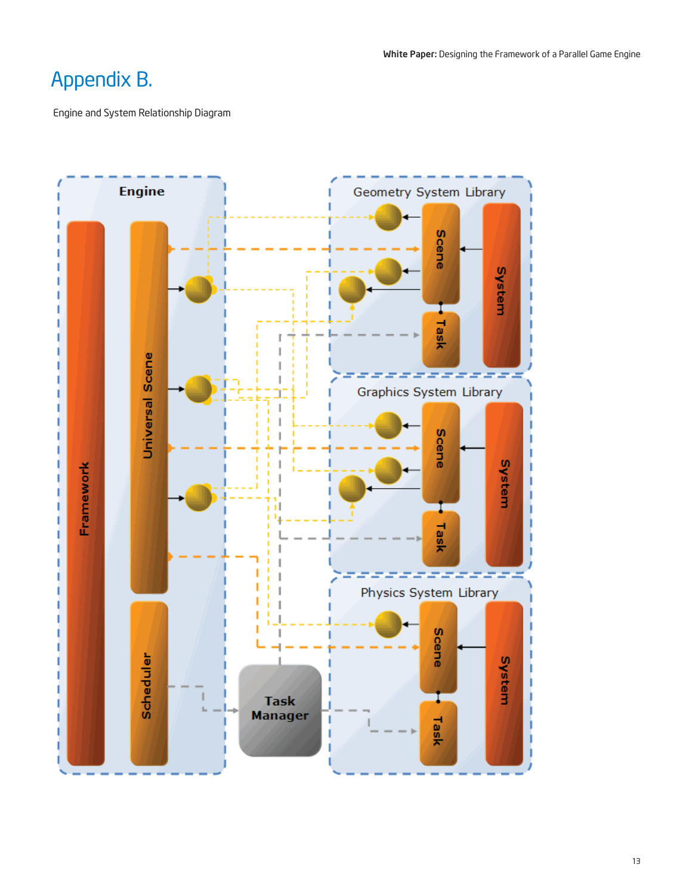# Appendix B.

Engine and System Relationship Diagram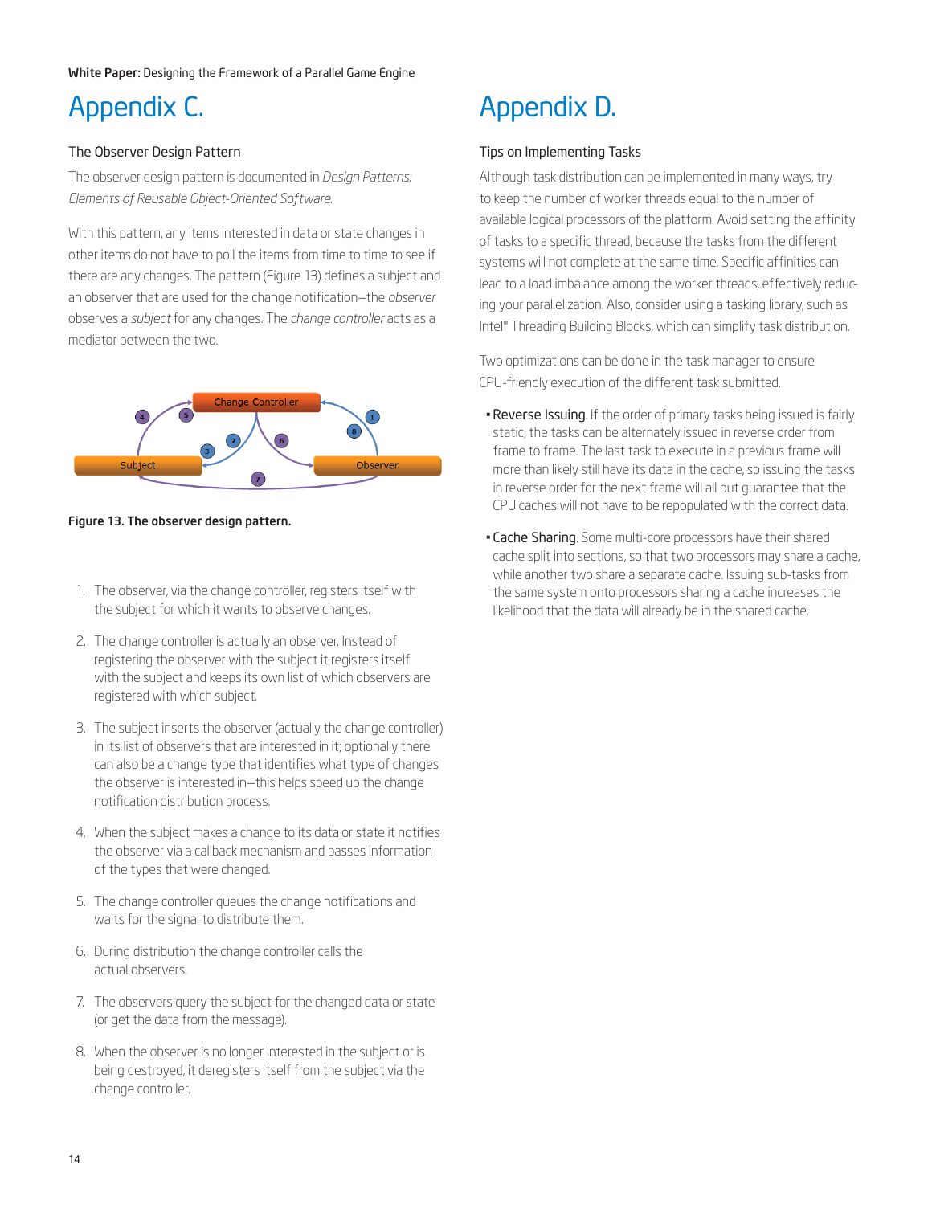# Appendix C.

## The Observer Design Pattern

The observer design pattern is documented in *Design Patterns: Elements of Reusable Object-Oriented Software*.

With this pattern, any items interested in data or state changes in other items do not have to poll the items from time to time to see if there are any changes. The pattern (Figure 13) defines a subject and an observer that are used for the change notification—the *observer* observes a *subject* for any changes. The *change controller* acts as a mediator between the two.

**Figure 13. The observer design pattern.**

1. The observer, via the change controller, registers itself with the subject for which it wants to observe changes.
2. The change controller is actually an observer. Instead of registering the observer with the subject it registers itself with the subject and keeps its own list of which observers are registered with which subject.
3. The subject inserts the observer (actually the change controller) in its list of observers that are interested in it; optionally there can also be a change type that identifies what type of changes the observer is interested in—this helps speed up the change notification distribution process.
4. When the subject makes a change to its data or state it notifies the observer via a callback mechanism and passes information of the types that were changed.
5. The change controller queues the change notifications and waits for the signal to distribute them.
6. During distribution the change controller calls the actual observers.
7. The observers query the subject for the changed data or state (or get the data from the message).
8. When the observer is no longer interested in the subject or is being destroyed, it deregisters itself from the subject via the change controller.

# Appendix D.

## Tips on Implementing Tasks

Although task distribution can be implemented in many ways, try to keep the number of worker threads equal to the number of available logical processors of the platform. Avoid setting the affinity of tasks to a specific thread, because the tasks from the different systems will not complete at the same time. Specific affinities can lead to a load imbalance among the worker threads, effectively reducing your parallelization. Also, consider using a tasking library, such as Intel® Threading Building Blocks, which can simplify task distribution.

Two optimizations can be done in the task manager to ensure CPU-friendly execution of the different task submitted.

- Reverse Issuing. If the order of primary tasks being issued is fairly static, the tasks can be alternately issued in reverse order from frame to frame. The last task to execute in a previous frame will more than likely still have its data in the cache, so issuing the tasks in reverse order for the next frame will all but guarantee that the CPU caches will not have to be repopulated with the correct data.
- Cache Sharing. Some multi-core processors have their shared cache split into sections, so that two processors may share a cache, while another two share a separate cache. Issuing sub-tasks from the same system onto processors sharing a cache increases the likelihood that the data will already be in the shared cache.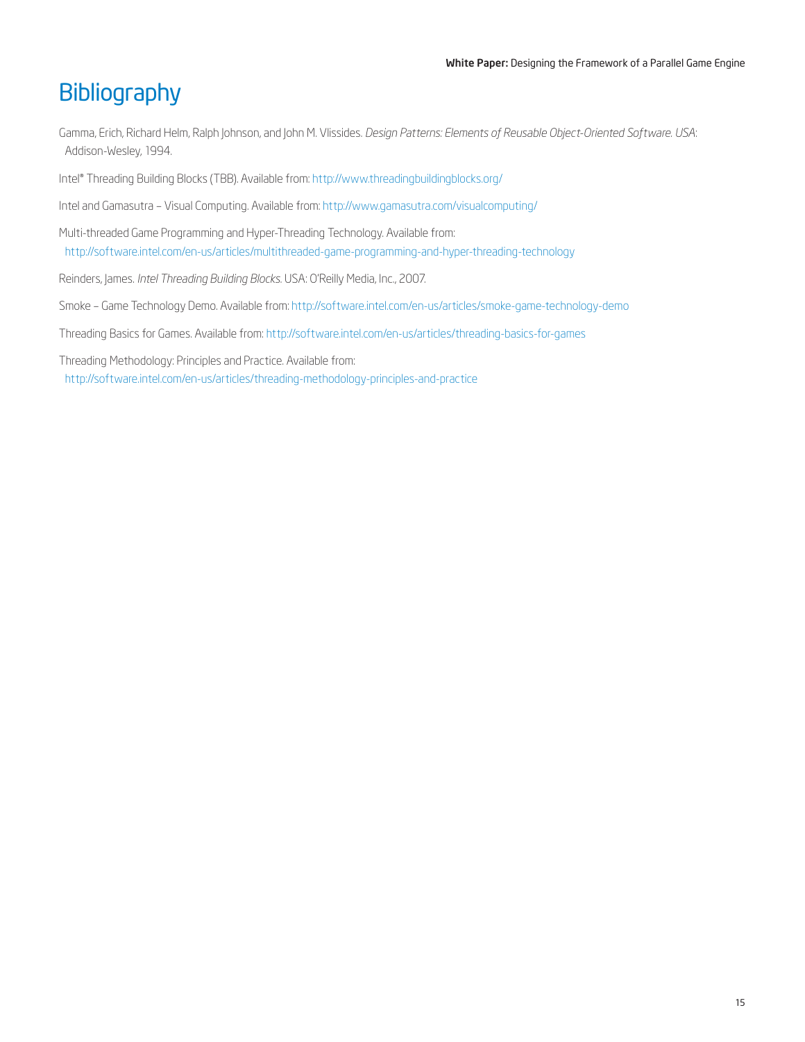# Bibliography

Gamma, Erich, Richard Helm, Ralph Johnson, and John M. Vlissides. *Design Patterns: Elements of Reusable Object-Oriented Software. USA*: Addison-Wesley, 1994.

Intel® Threading Building Blocks (TBB). Available from: http://www.threadingbuildingblocks.org/

Intel and Gamasutra – Visual Computing. Available from: http://www.gamasutra.com/visualcomputing/

Multi-threaded Game Programming and Hyper-Threading Technology. Available from: http://software.intel.com/en-us/articles/multithreaded-game-programming-and-hyper-threading-technology

Reinders, James. *Intel Threading Building Blocks.* USA: O'Reilly Media, Inc., 2007.

Smoke – Game Technology Demo. Available from: http://software.intel.com/en-us/articles/smoke-game-technology-demo

Threading Basics for Games. Available from: http://software.intel.com/en-us/articles/threading-basics-for-games

Threading Methodology: Principles and Practice. Available from: http://software.intel.com/en-us/articles/threading-methodology-principles-and-practice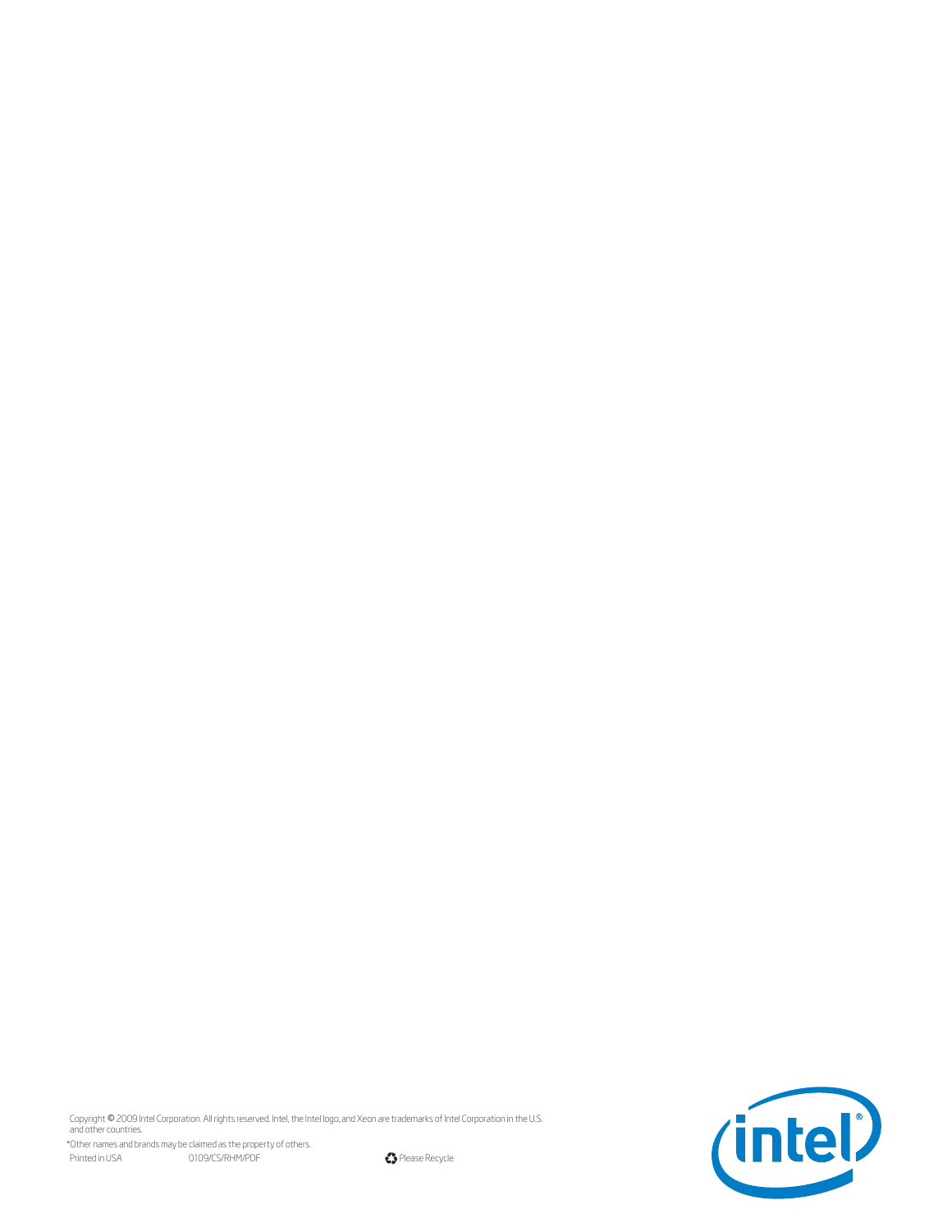Copyright © 2009 Intel Corporation. All rights reserved. Intel, the Intel logo, and Xeon are trademarks of Intel Corporation in the U.S. and other countries.

*Other names and brands may be claimed as the property of others.

Printed in USA 0109/CS/RHM/PDF Please Recycle